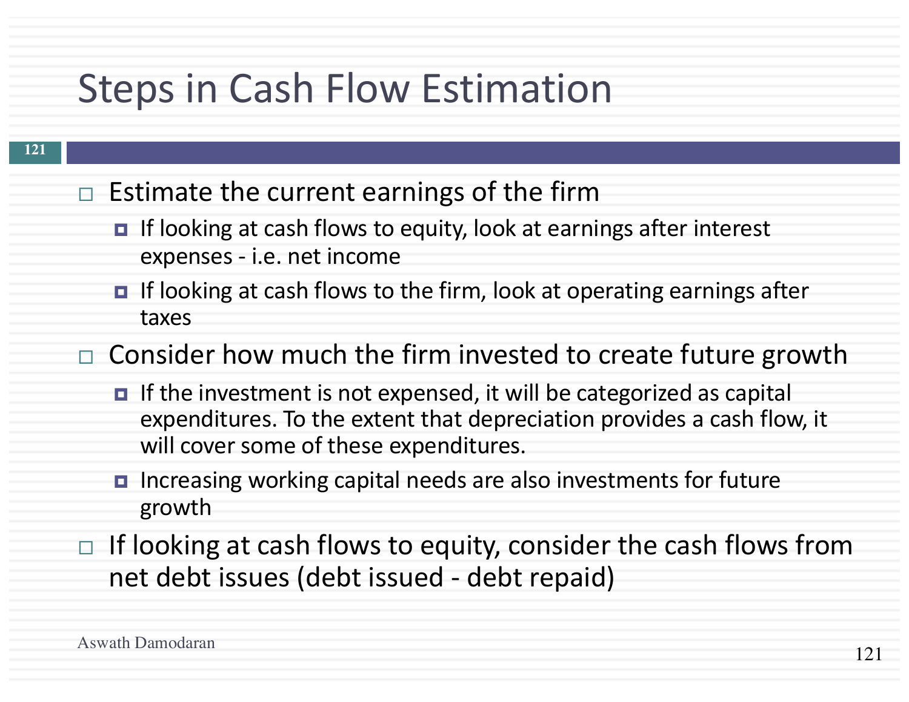# Steps in Cash Flow Estimation

- Estimate the current earnings of the firm
  - If looking at cash flows to equity, look at earnings after interest expenses - i.e. net income
  - If looking at cash flows to the firm, look at operating earnings after taxes
- Consider how much the firm invested to create future growth
  - If the investment is not expensed, it will be categorized as capital expenditures. To the extent that depreciation provides a cash flow, it will cover some of these expenditures.
  - Increasing working capital needs are also investments for future growth
- If looking at cash flows to equity, consider the cash flows from net debt issues (debt issued - debt repaid)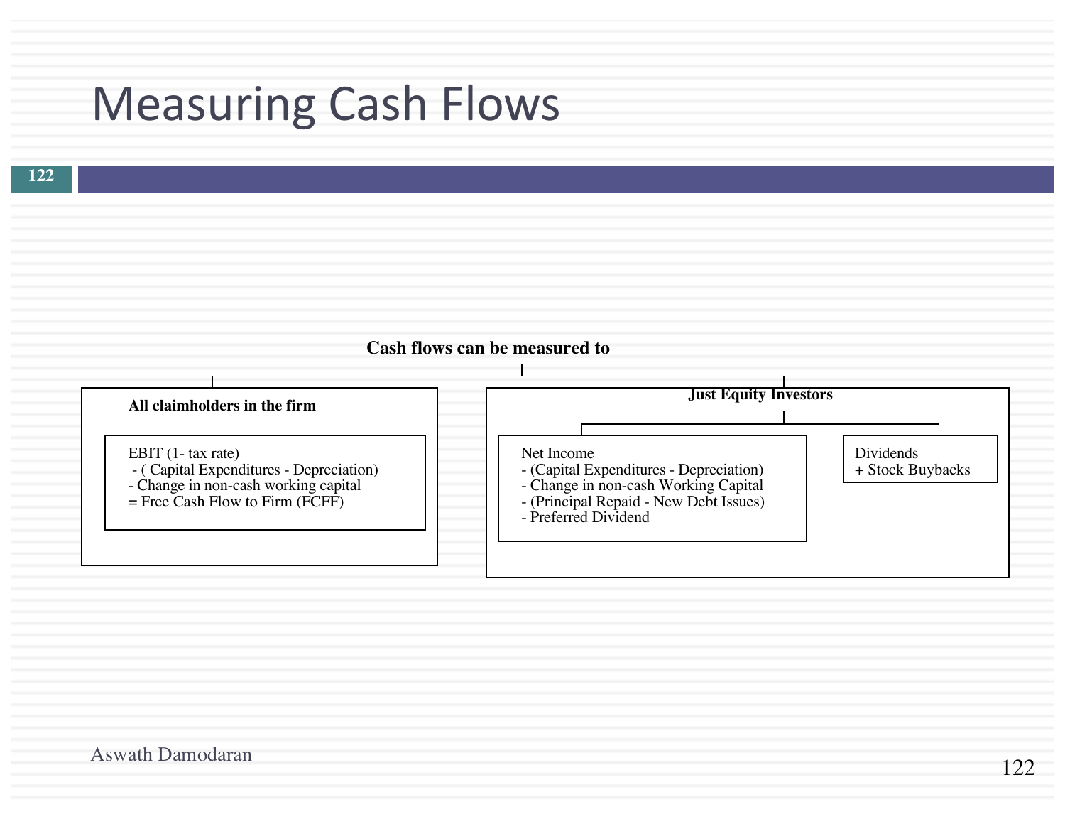# Measuring Cash Flows

**Cash flows can be measured to**

**All claimholders in the firm**

EBIT (1- tax rate)
- ( Capital Expenditures - Depreciation)
- Change in non-cash working capital
= Free Cash Flow to Firm (FCFF)

**Just Equity Investors**

Net Income
- (Capital Expenditures - Depreciation)
- Change in non-cash Working Capital
- (Principal Repaid - New Debt Issues)
- Preferred Dividend

Dividends
+ Stock Buybacks

Aswath Damodaran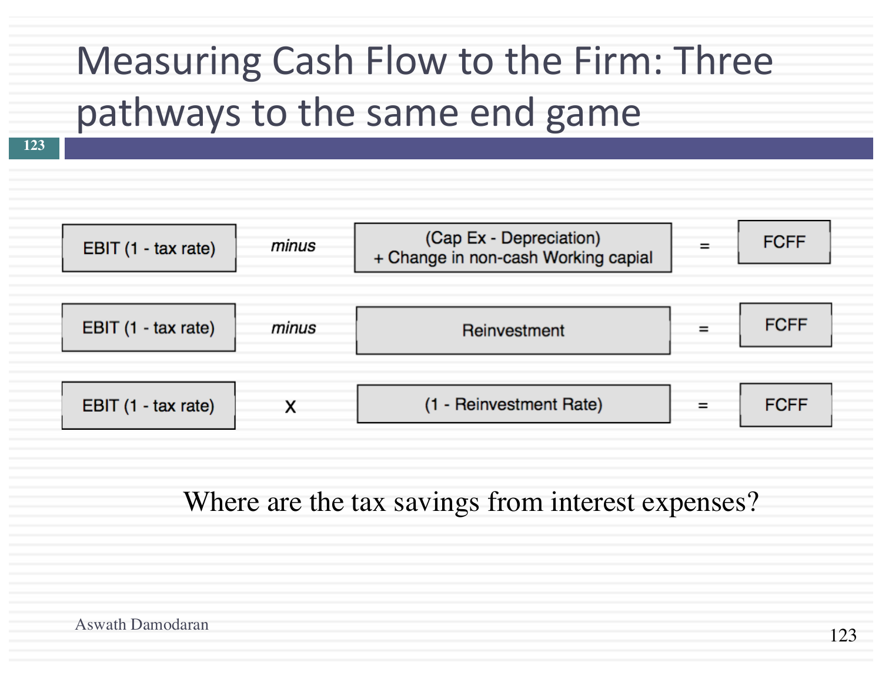# Measuring Cash Flow to the Firm: Three pathways to the same end game

| | | | | |
|---|---|---|---|---|
| EBIT (1 - tax rate) | *minus* | (Cap Ex - Depreciation) + Change in non-cash Working capial | = | FCFF |
| EBIT (1 - tax rate) | *minus* | Reinvestment | = | FCFF |
| EBIT (1 - tax rate) | X | (1 - Reinvestment Rate) | = | FCFF |

Where are the tax savings from interest expenses?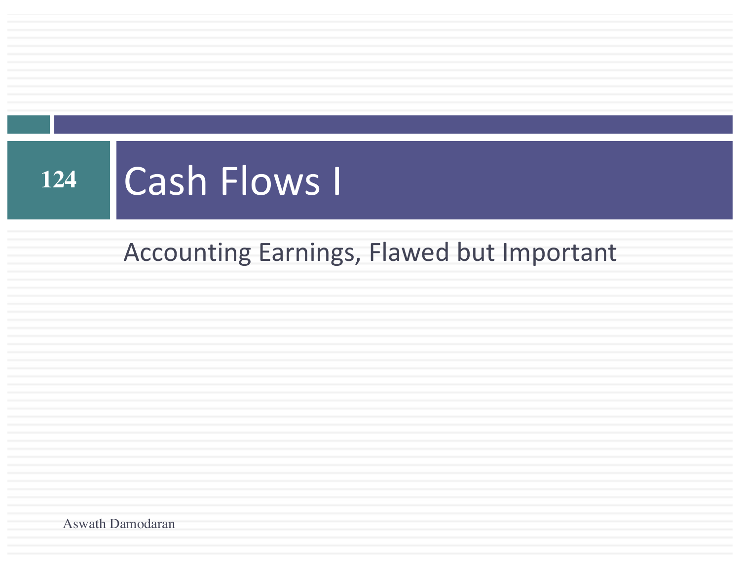# Cash Flows I

Accounting Earnings, Flawed but Important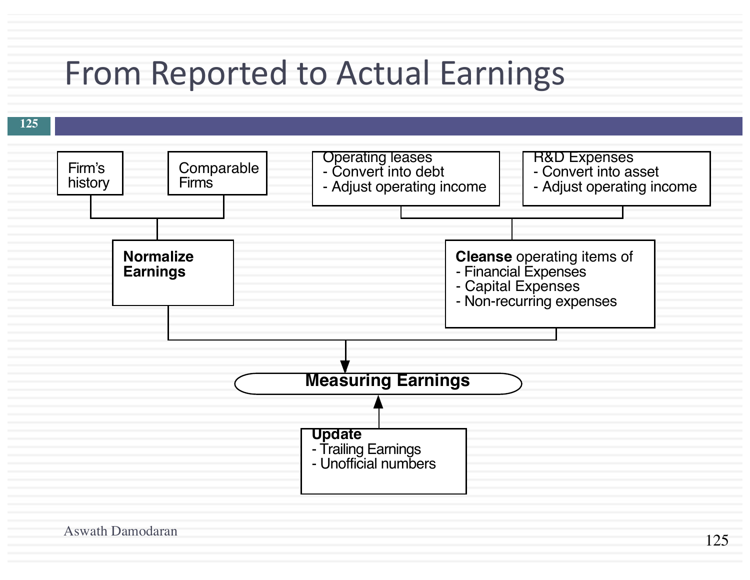# From Reported to Actual Earnings

- Firm's history
- Comparable Firms

**Normalize Earnings**

- Operating leases
  - Convert into debt
  - Adjust operating income
- R&D Expenses
  - Convert into asset
  - Adjust operating income

**Cleanse** operating items of
- Financial Expenses
- Capital Expenses
- Non-recurring expenses

**Measuring Earnings**

**Update**
- Trailing Earnings
- Unofficial numbers

Aswath Damodaran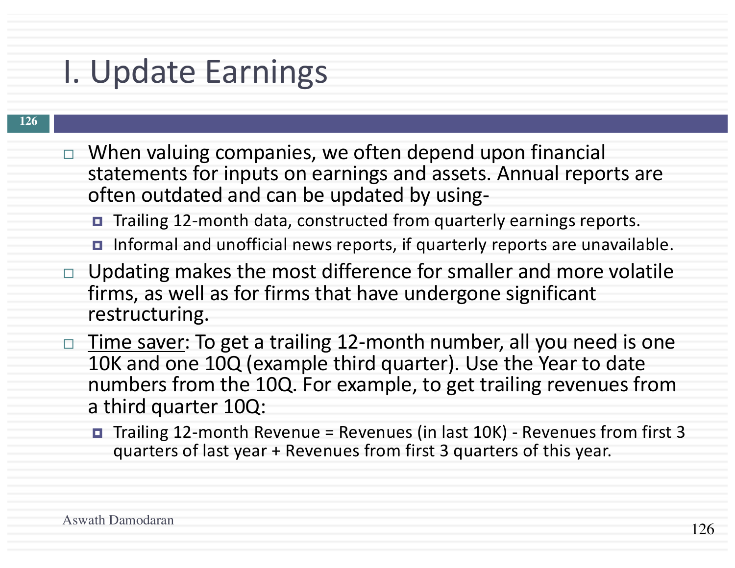# I. Update Earnings

- When valuing companies, we often depend upon financial statements for inputs on earnings and assets. Annual reports are often outdated and can be updated by using-
  - Trailing 12-month data, constructed from quarterly earnings reports.
  - Informal and unofficial news reports, if quarterly reports are unavailable.
- Updating makes the most difference for smaller and more volatile firms, as well as for firms that have undergone significant restructuring.
- <u>Time saver</u>: To get a trailing 12-month number, all you need is one 10K and one 10Q (example third quarter). Use the Year to date numbers from the 10Q. For example, to get trailing revenues from a third quarter 10Q:
  - Trailing 12-month Revenue = Revenues (in last 10K) - Revenues from first 3 quarters of last year + Revenues from first 3 quarters of this year.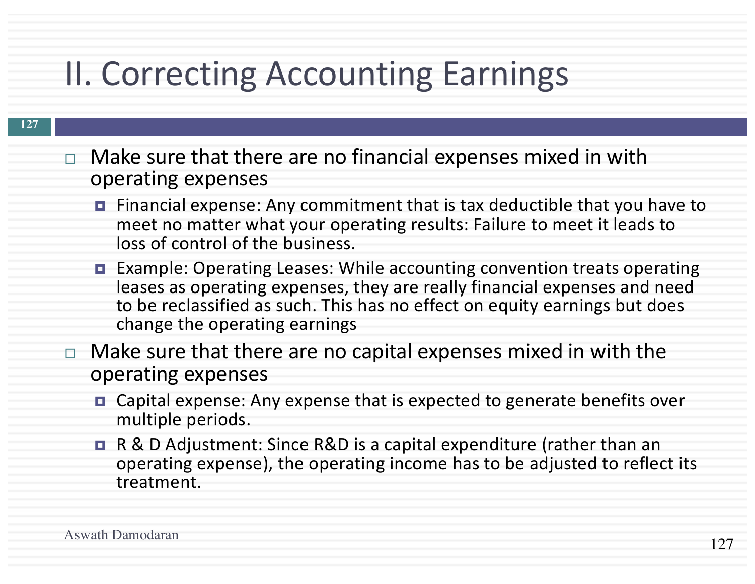# II. Correcting Accounting Earnings

- Make sure that there are no financial expenses mixed in with operating expenses
  - Financial expense: Any commitment that is tax deductible that you have to meet no matter what your operating results: Failure to meet it leads to loss of control of the business.
  - Example: Operating Leases: While accounting convention treats operating leases as operating expenses, they are really financial expenses and need to be reclassified as such. This has no effect on equity earnings but does change the operating earnings
- Make sure that there are no capital expenses mixed in with the operating expenses
  - Capital expense: Any expense that is expected to generate benefits over multiple periods.
  - R & D Adjustment: Since R&D is a capital expenditure (rather than an operating expense), the operating income has to be adjusted to reflect its treatment.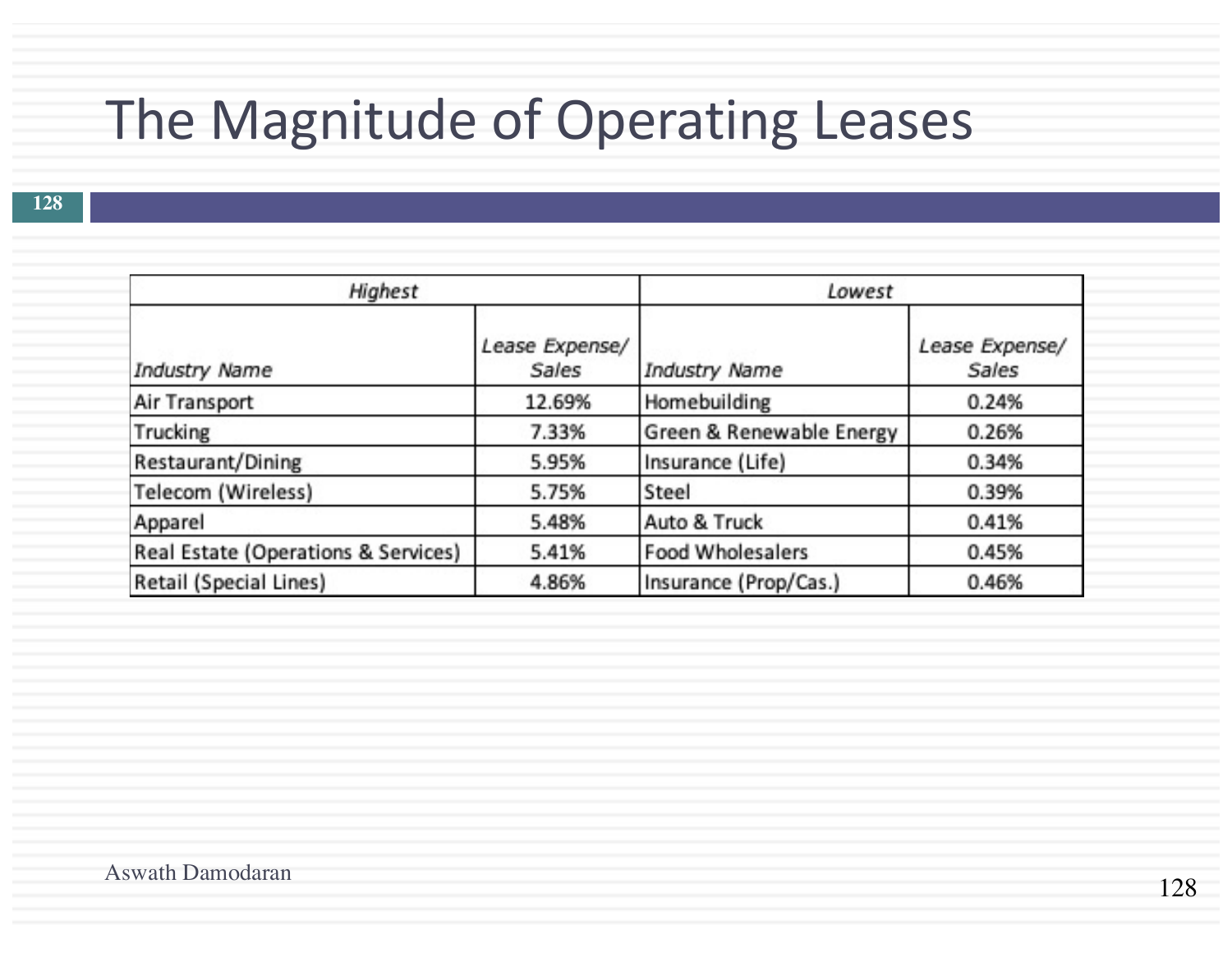# The Magnitude of Operating Leases

| *Highest* | | *Lowest* | |
|---|---|---|---|
| *Industry Name* | *Lease Expense/ Sales* | *Industry Name* | *Lease Expense/ Sales* |
| Air Transport | 12.69% | Homebuilding | 0.24% |
| Trucking | 7.33% | Green & Renewable Energy | 0.26% |
| Restaurant/Dining | 5.95% | Insurance (Life) | 0.34% |
| Telecom (Wireless) | 5.75% | Steel | 0.39% |
| Apparel | 5.48% | Auto & Truck | 0.41% |
| Real Estate (Operations & Services) | 5.41% | Food Wholesalers | 0.45% |
| Retail (Special Lines) | 4.86% | Insurance (Prop/Cas.) | 0.46% |

Aswath Damodaran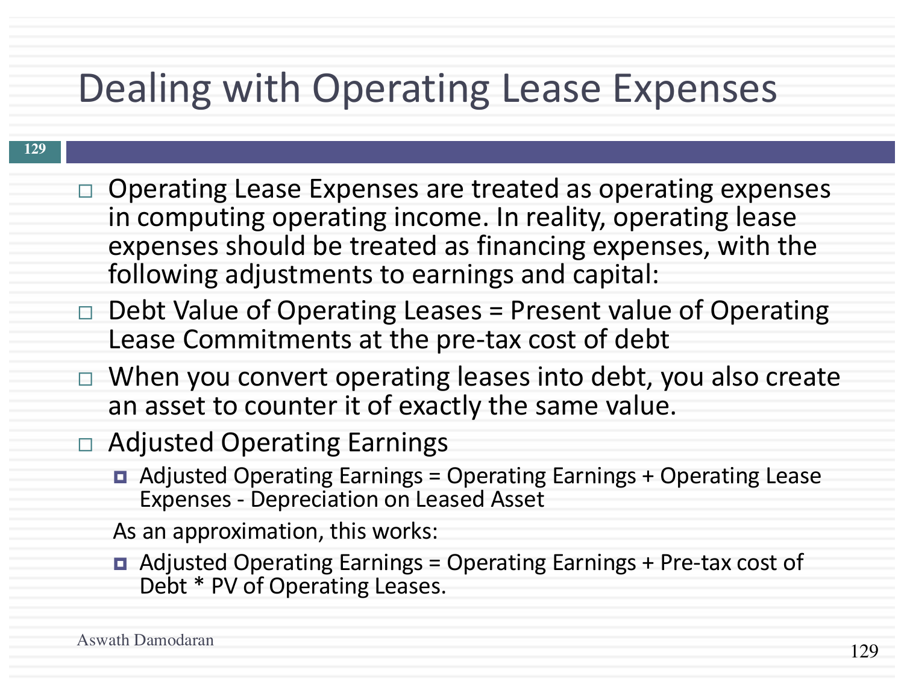# Dealing with Operating Lease Expenses

- Operating Lease Expenses are treated as operating expenses in computing operating income. In reality, operating lease expenses should be treated as financing expenses, with the following adjustments to earnings and capital:
- Debt Value of Operating Leases = Present value of Operating Lease Commitments at the pre-tax cost of debt
- When you convert operating leases into debt, you also create an asset to counter it of exactly the same value.
- Adjusted Operating Earnings
  - Adjusted Operating Earnings = Operating Earnings + Operating Lease Expenses - Depreciation on Leased Asset

  As an approximation, this works:

  - Adjusted Operating Earnings = Operating Earnings + Pre-tax cost of Debt * PV of Operating Leases.

Aswath Damodaran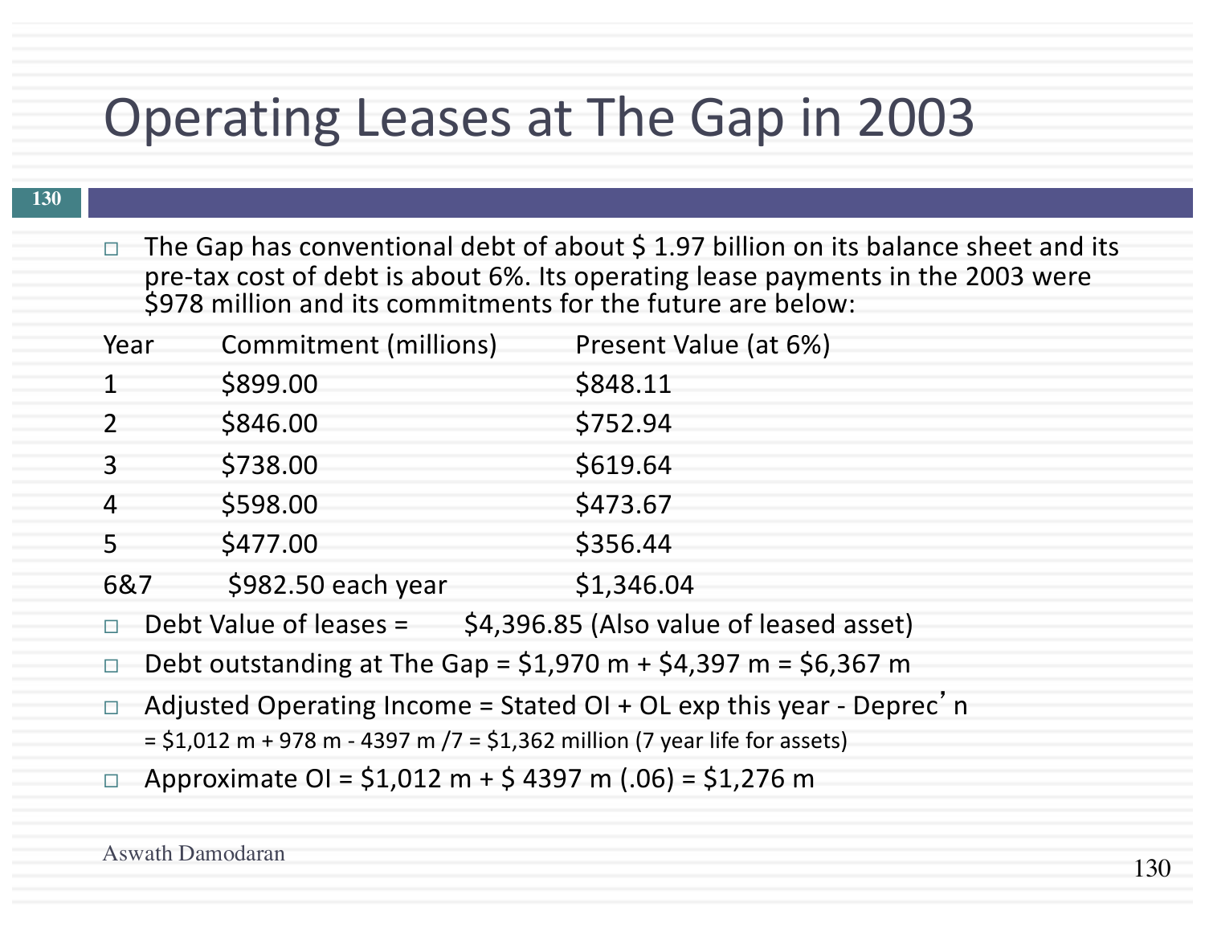# Operating Leases at The Gap in 2003

- The Gap has conventional debt of about $ 1.97 billion on its balance sheet and its pre-tax cost of debt is about 6%. Its operating lease payments in the 2003 were $978 million and its commitments for the future are below:

| Year | Commitment (millions) | Present Value (at 6%) |
|---|---|---|
| 1 | $899.00 | $848.11 |
| 2 | $846.00 | $752.94 |
| 3 | $738.00 | $619.64 |
| 4 | $598.00 | $473.67 |
| 5 | $477.00 | $356.44 |
| 6&7 | $982.50 each year | $1,346.04 |

- Debt Value of leases = $4,396.85 (Also value of leased asset)
- Debt outstanding at The Gap = $1,970 m + $4,397 m = $6,367 m
- Adjusted Operating Income = Stated OI + OL exp this year - Deprec'n
  = $1,012 m + 978 m - 4397 m /7 = $1,362 million (7 year life for assets)
- Approximate OI = $1,012 m + $ 4397 m (.06) = $1,276 m

Aswath Damodaran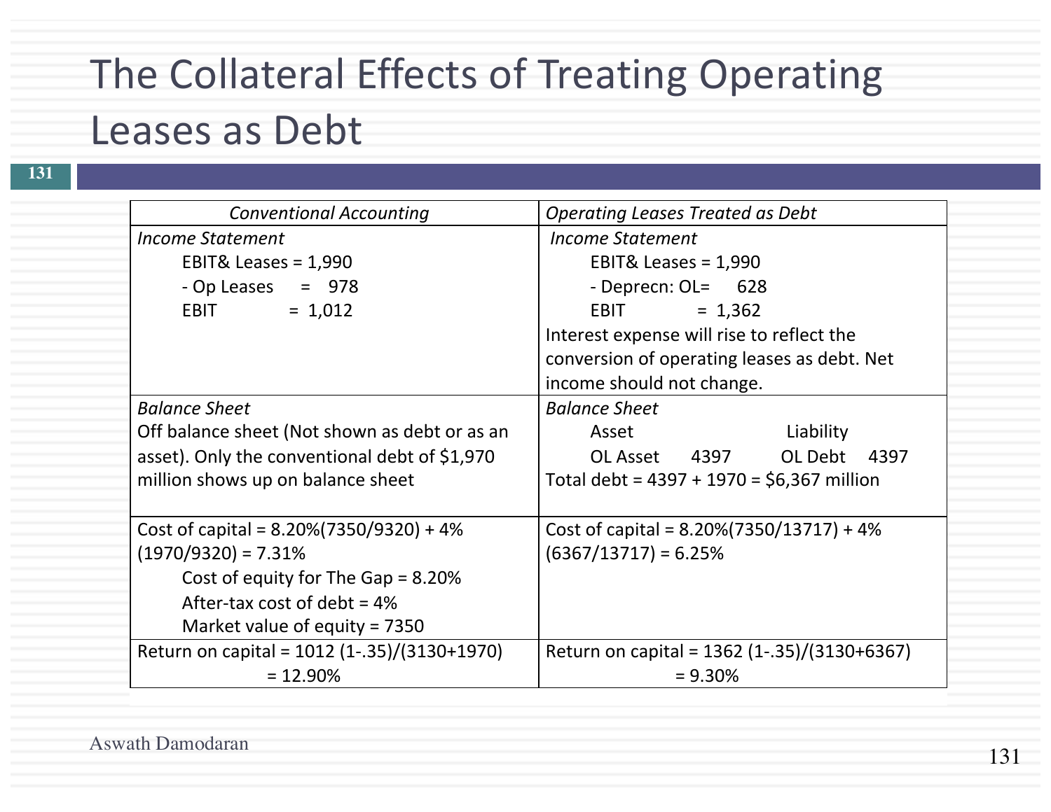# The Collateral Effects of Treating Operating Leases as Debt

| *Conventional Accounting* | *Operating Leases Treated as Debt* |
| --- | --- |
| *Income Statement*<br>EBIT& Leases = 1,990<br>- Op Leases = 978<br>EBIT = 1,012 | *Income Statement*<br>EBIT& Leases = 1,990<br>- Deprecn: OL= 628<br>EBIT = 1,362<br>Interest expense will rise to reflect the conversion of operating leases as debt. Net income should not change. |
| *Balance Sheet*<br>Off balance sheet (Not shown as debt or as an asset). Only the conventional debt of $1,970 million shows up on balance sheet | *Balance Sheet*<br>Asset Liability<br>OL Asset 4397 OL Debt 4397<br>Total debt = 4397 + 1970 = $6,367 million |
| Cost of capital = 8.20%(7350/9320) + 4% (1970/9320) = 7.31%<br>Cost of equity for The Gap = 8.20%<br>After-tax cost of debt = 4%<br>Market value of equity = 7350 | Cost of capital = 8.20%(7350/13717) + 4% (6367/13717) = 6.25% |
| Return on capital = 1012 (1-.35)/(3130+1970) = 12.90% | Return on capital = 1362 (1-.35)/(3130+6367) = 9.30% |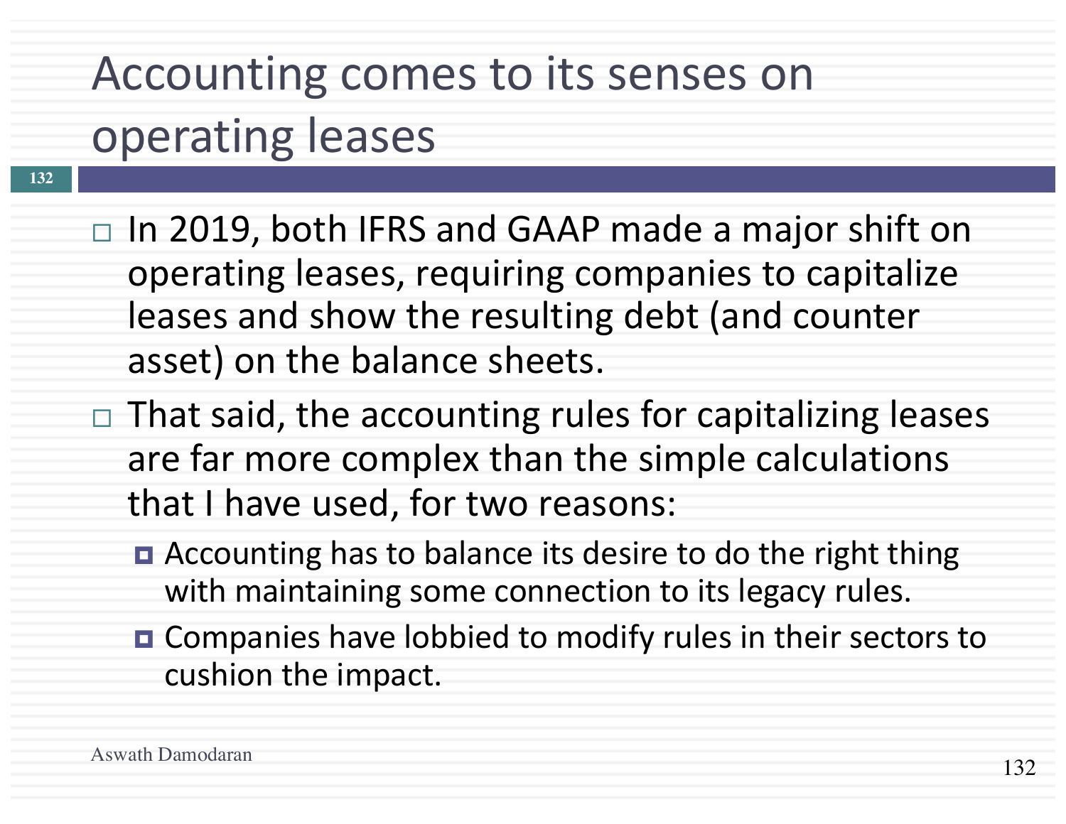# Accounting comes to its senses on operating leases

- In 2019, both IFRS and GAAP made a major shift on operating leases, requiring companies to capitalize leases and show the resulting debt (and counter asset) on the balance sheets.
- That said, the accounting rules for capitalizing leases are far more complex than the simple calculations that I have used, for two reasons:
  - Accounting has to balance its desire to do the right thing with maintaining some connection to its legacy rules.
  - Companies have lobbied to modify rules in their sectors to cushion the impact.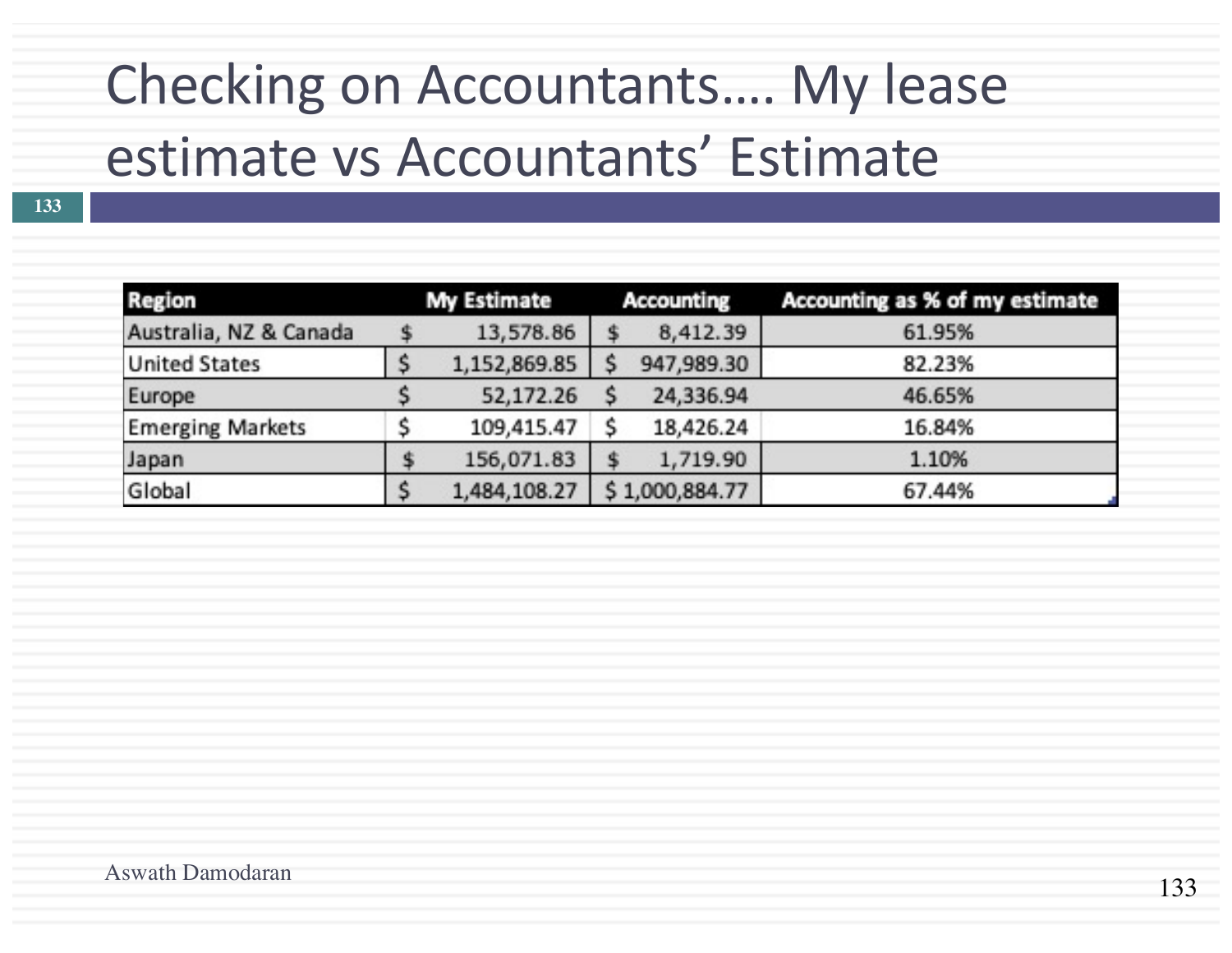# Checking on Accountants…. My lease estimate vs Accountants' Estimate

| Region | My Estimate | Accounting | Accounting as % of my estimate |
|---|---|---|---|
| Australia, NZ & Canada | $ 13,578.86 | $ 8,412.39 | 61.95% |
| United States | $ 1,152,869.85 | $ 947,989.30 | 82.23% |
| Europe | $ 52,172.26 | $ 24,336.94 | 46.65% |
| Emerging Markets | $ 109,415.47 | $ 18,426.24 | 16.84% |
| Japan | $ 156,071.83 | $ 1,719.90 | 1.10% |
| Global | $ 1,484,108.27 | $ 1,000,884.77 | 67.44% |

Aswath Damodaran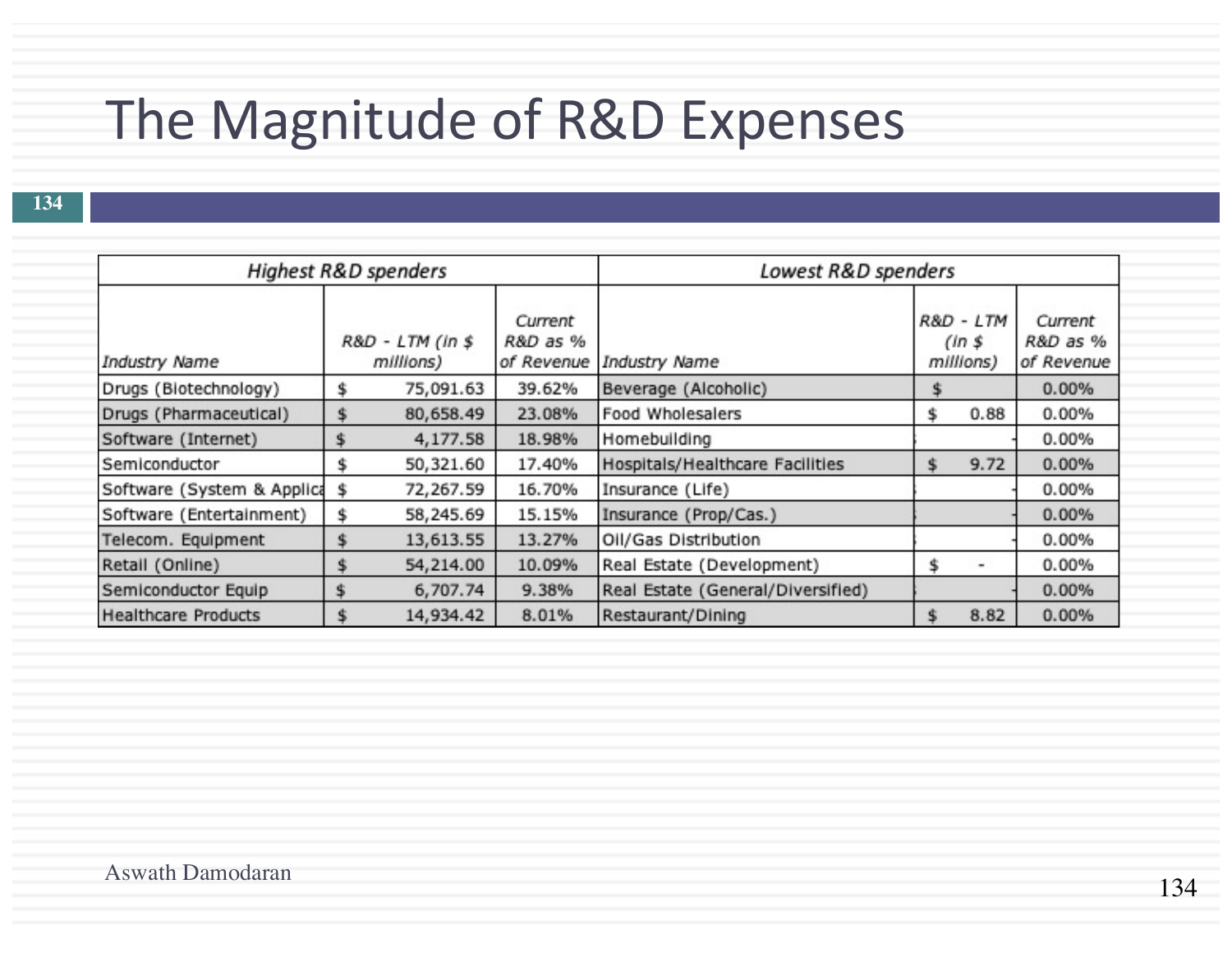# The Magnitude of R&D Expenses

| *Highest R&D spenders* | | | *Lowest R&D spenders* | | |
|---|---|---|---|---|---|
| *Industry Name* | *R&D - LTM (in $ millions)* | *Current R&D as % of Revenue* | *Industry Name* | *R&D - LTM (in $ millions)* | *Current R&D as % of Revenue* |
| Drugs (Biotechnology) | $ 75,091.63 | 39.62% | Beverage (Alcoholic) | $ | 0.00% |
| Drugs (Pharmaceutical) | $ 80,658.49 | 23.08% | Food Wholesalers | $ 0.88 | 0.00% |
| Software (Internet) | $ 4,177.58 | 18.98% | Homebuilding | - | 0.00% |
| Semiconductor | $ 50,321.60 | 17.40% | Hospitals/Healthcare Facilities | $ 9.72 | 0.00% |
| Software (System & Applica | $ 72,267.59 | 16.70% | Insurance (Life) | - | 0.00% |
| Software (Entertainment) | $ 58,245.69 | 15.15% | Insurance (Prop/Cas.) | - | 0.00% |
| Telecom. Equipment | $ 13,613.55 | 13.27% | Oil/Gas Distribution | - | 0.00% |
| Retail (Online) | $ 54,214.00 | 10.09% | Real Estate (Development) | $ - | 0.00% |
| Semiconductor Equip | $ 6,707.74 | 9.38% | Real Estate (General/Diversified) | - | 0.00% |
| Healthcare Products | $ 14,934.42 | 8.01% | Restaurant/Dining | $ 8.82 | 0.00% |

Aswath Damodaran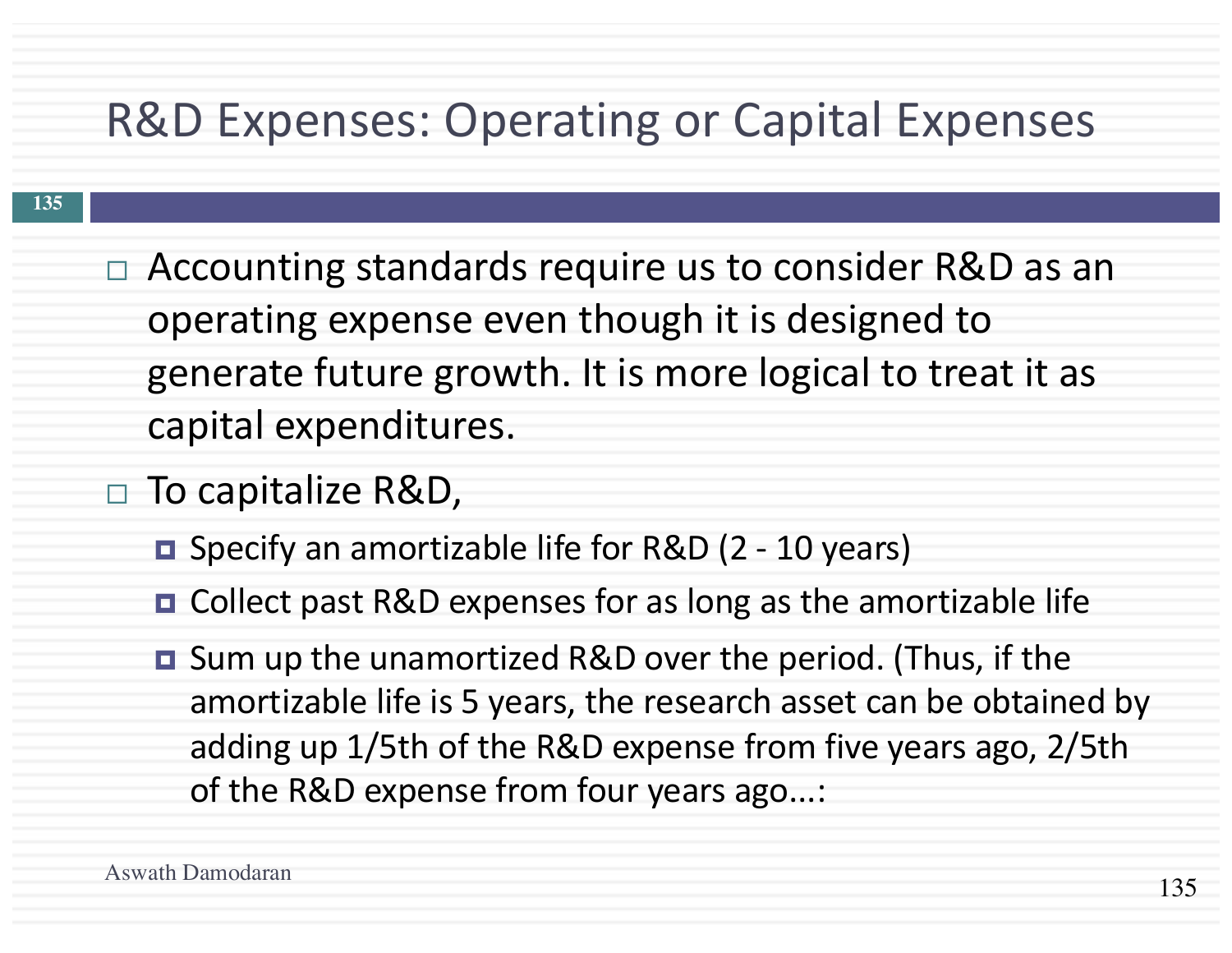# R&D Expenses: Operating or Capital Expenses

- Accounting standards require us to consider R&D as an operating expense even though it is designed to generate future growth. It is more logical to treat it as capital expenditures.
- To capitalize R&D,
  - Specify an amortizable life for R&D (2 - 10 years)
  - Collect past R&D expenses for as long as the amortizable life
  - Sum up the unamortized R&D over the period. (Thus, if the amortizable life is 5 years, the research asset can be obtained by adding up 1/5th of the R&D expense from five years ago, 2/5th of the R&D expense from four years ago...:

Aswath Damodaran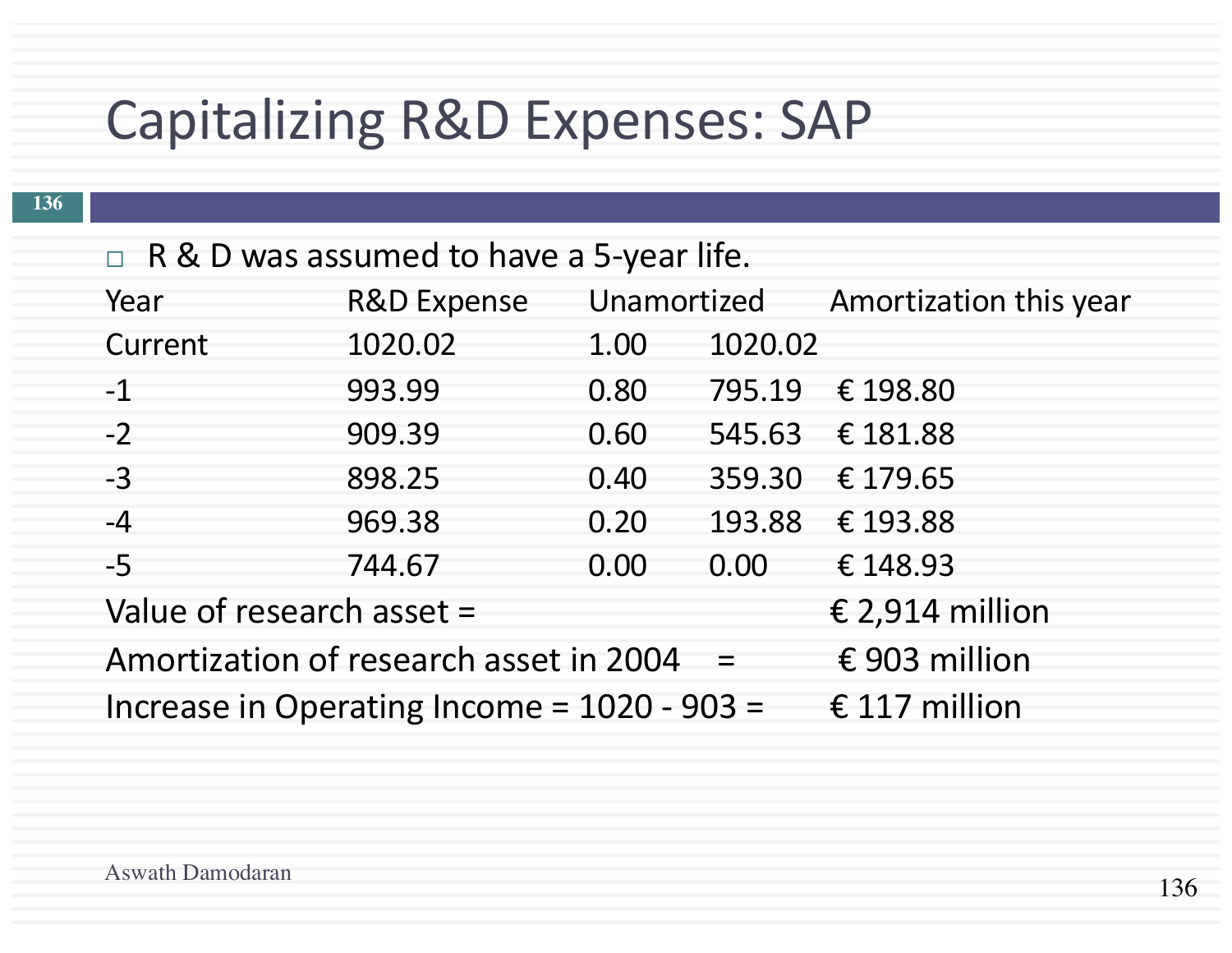# Capitalizing R&D Expenses: SAP

- R & D was assumed to have a 5-year life.

| Year | R&D Expense | Unamortized | | Amortization this year |
|---|---|---|---|---|
| Current | 1020.02 | 1.00 | 1020.02 | |
| -1 | 993.99 | 0.80 | 795.19 | € 198.80 |
| -2 | 909.39 | 0.60 | 545.63 | € 181.88 |
| -3 | 898.25 | 0.40 | 359.30 | € 179.65 |
| -4 | 969.38 | 0.20 | 193.88 | € 193.88 |
| -5 | 744.67 | 0.00 | 0.00 | € 148.93 |

Value of research asset = € 2,914 million

Amortization of research asset in 2004 = € 903 million

Increase in Operating Income = 1020 - 903 = € 117 million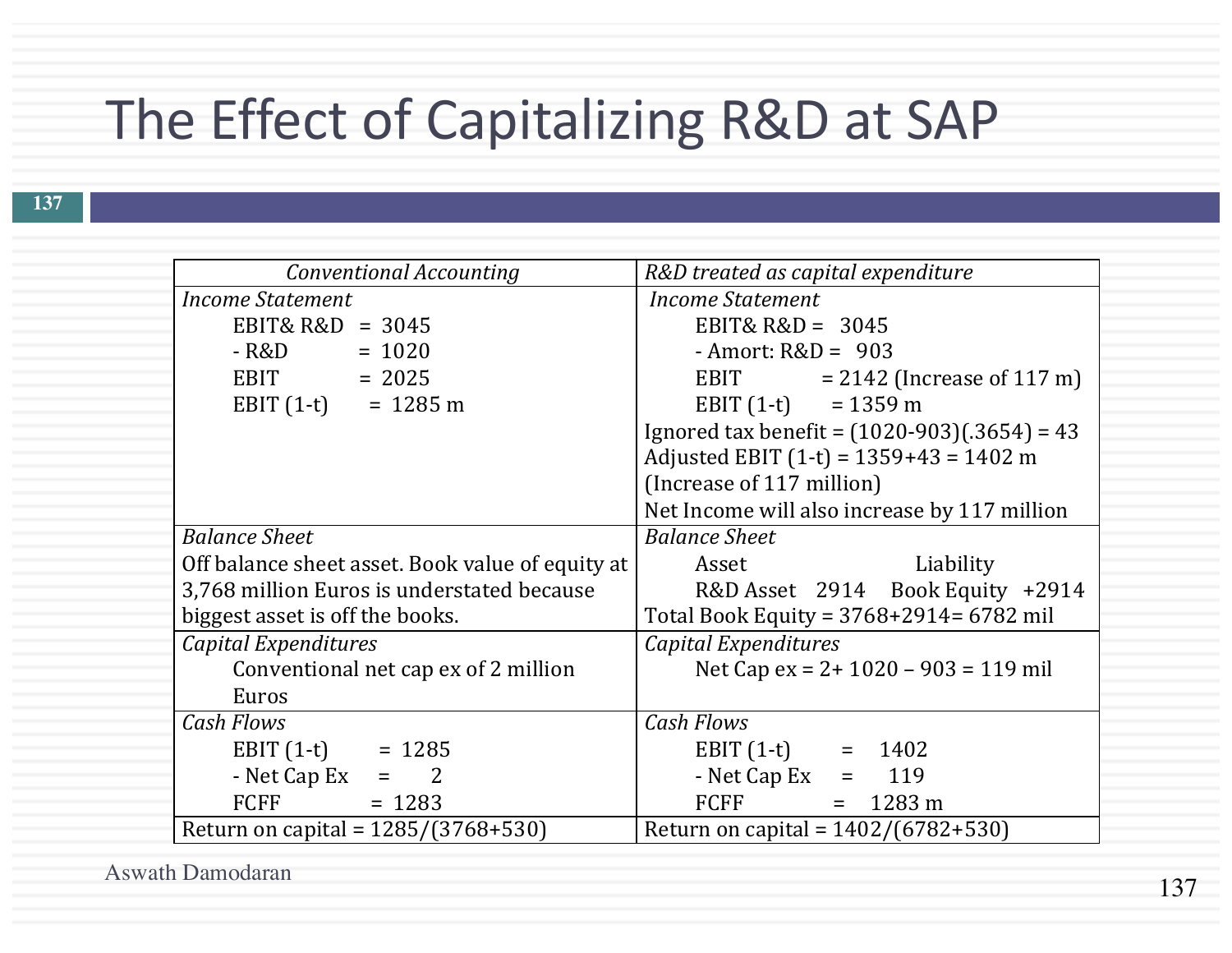# The Effect of Capitalizing R&D at SAP

| *Conventional Accounting* | *R&D treated as capital expenditure* |
|---|---|
| *Income Statement*<br>EBIT& R&D = 3045<br>- R&D = 1020<br>EBIT = 2025<br>EBIT (1-t) = 1285 m | *Income Statement*<br>EBIT& R&D = 3045<br>- Amort: R&D = 903<br>EBIT = 2142 (Increase of 117 m)<br>EBIT (1-t) = 1359 m<br>Ignored tax benefit = (1020-903)(.3654) = 43<br>Adjusted EBIT (1-t) = 1359+43 = 1402 m<br>(Increase of 117 million)<br>Net Income will also increase by 117 million |
| *Balance Sheet*<br>Off balance sheet asset. Book value of equity at 3,768 million Euros is understated because biggest asset is off the books. | *Balance Sheet*<br>Asset Liability<br>R&D Asset 2914 Book Equity +2914<br>Total Book Equity = 3768+2914= 6782 mil |
| *Capital Expenditures*<br>Conventional net cap ex of 2 million Euros | *Capital Expenditures*<br>Net Cap ex = 2+ 1020 – 903 = 119 mil |
| *Cash Flows*<br>EBIT (1-t) = 1285<br>- Net Cap Ex = 2<br>FCFF = 1283 | *Cash Flows*<br>EBIT (1-t) = 1402<br>- Net Cap Ex = 119<br>FCFF = 1283 m |
| Return on capital = 1285/(3768+530) | Return on capital = 1402/(6782+530) |

Aswath Damodaran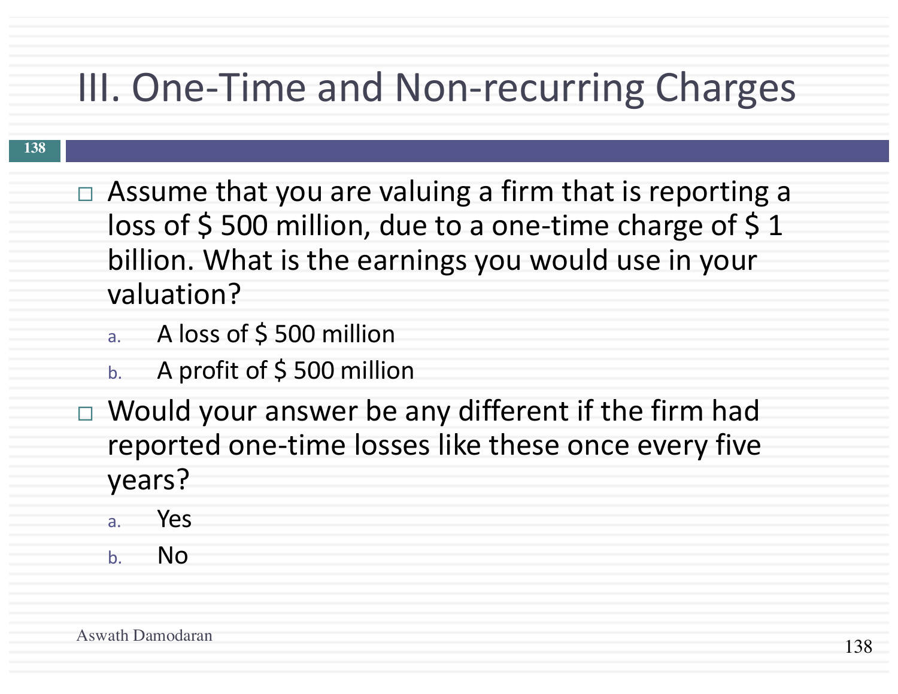# III. One-Time and Non-recurring Charges

- Assume that you are valuing a firm that is reporting a loss of $ 500 million, due to a one-time charge of $ 1 billion. What is the earnings you would use in your valuation?
  a. A loss of $ 500 million
  b. A profit of $ 500 million
- Would your answer be any different if the firm had reported one-time losses like these once every five years?
  a. Yes
  b. No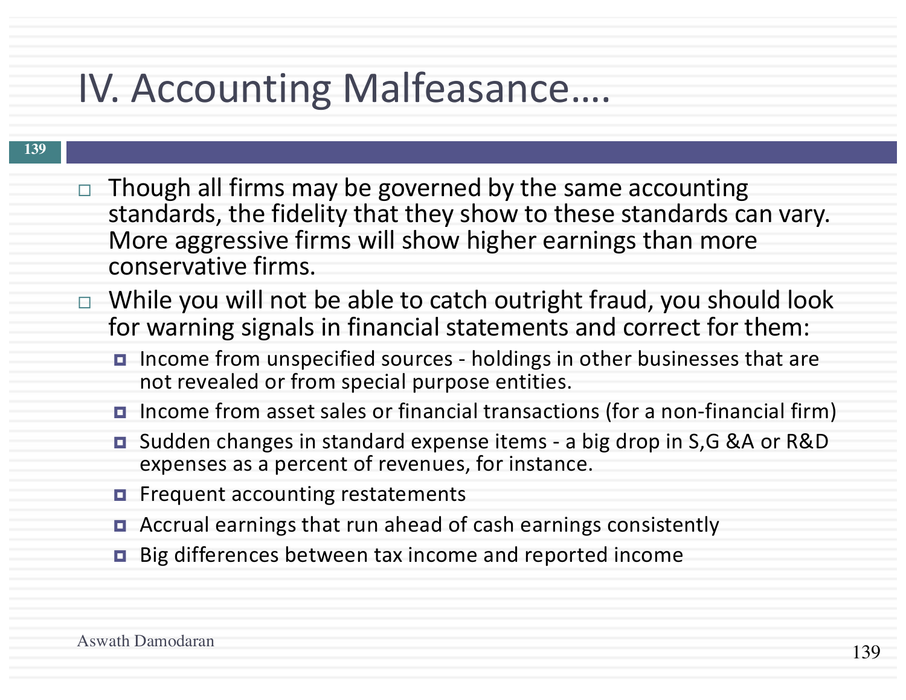# IV. Accounting Malfeasance….

- Though all firms may be governed by the same accounting standards, the fidelity that they show to these standards can vary. More aggressive firms will show higher earnings than more conservative firms.
- While you will not be able to catch outright fraud, you should look for warning signals in financial statements and correct for them:
  - Income from unspecified sources - holdings in other businesses that are not revealed or from special purpose entities.
  - Income from asset sales or financial transactions (for a non-financial firm)
  - Sudden changes in standard expense items - a big drop in S,G &A or R&D expenses as a percent of revenues, for instance.
  - Frequent accounting restatements
  - Accrual earnings that run ahead of cash earnings consistently
  - Big differences between tax income and reported income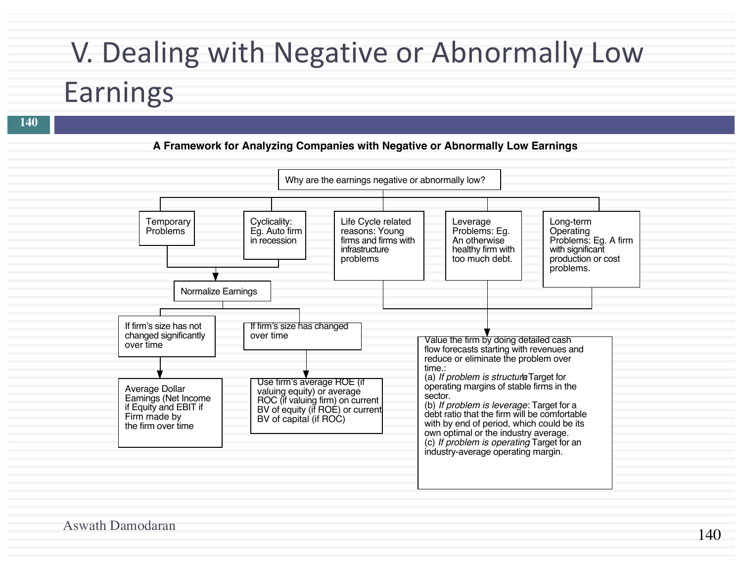# V. Dealing with Negative or Abnormally Low Earnings

**A Framework for Analyzing Companies with Negative or Abnormally Low Earnings**

Why are the earnings negative or abnormally low?

- Temporary Problems
- Cyclicality: Eg. Auto firm in recession
- Life Cycle related reasons: Young firms and firms with infrastructure problems
- Leverage Problems: Eg. An otherwise healthy firm with too much debt.
- Long-term Operating Problems: Eg. A firm with significant production or cost problems.

**Temporary Problems / Cyclicality → Normalize Earnings**

- If firm's size has not changed significantly over time → Average Dollar Earnings (Net Income if Equity and EBIT if Firm made by the firm over time
- If firm's size has changed over time → Use firm's average ROE (if valuing equity) or average ROC (if valuing firm) on current BV of equity (if ROE) or current BV of capital (if ROC)

**Life Cycle / Leverage / Long-term Operating Problems →** Value the firm by doing detailed cash flow forecasts starting with revenues and reduce or eliminate the problem over time.:

(a) *If problem is structural*: Target for operating margins of stable firms in the sector.
(b) *If problem is leverage*: Target for a debt ratio that the firm will be comfortable with by end of period, which could be its own optimal or the industry average.
(c) *If problem is operating*: Target for an industry-average operating margin.

Aswath Damodaran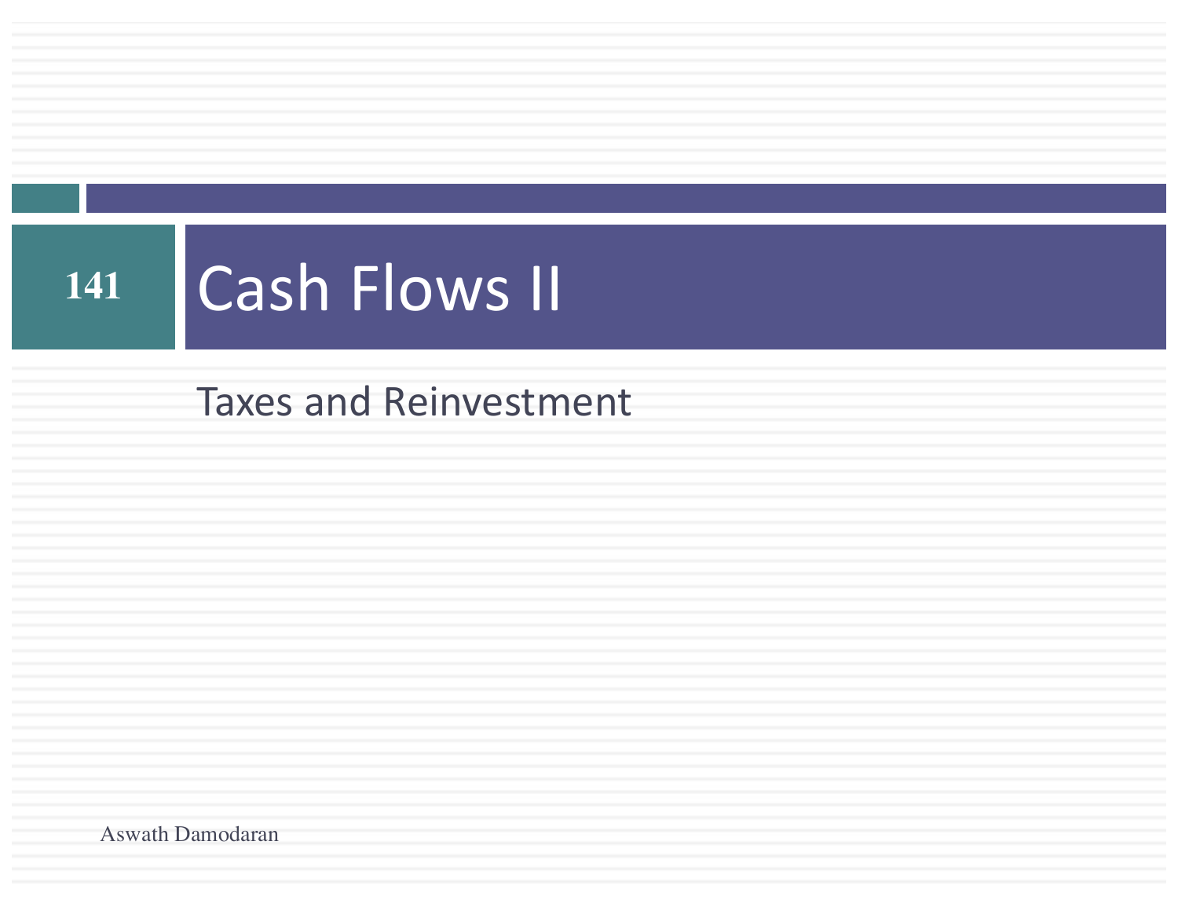# Cash Flows II

Taxes and Reinvestment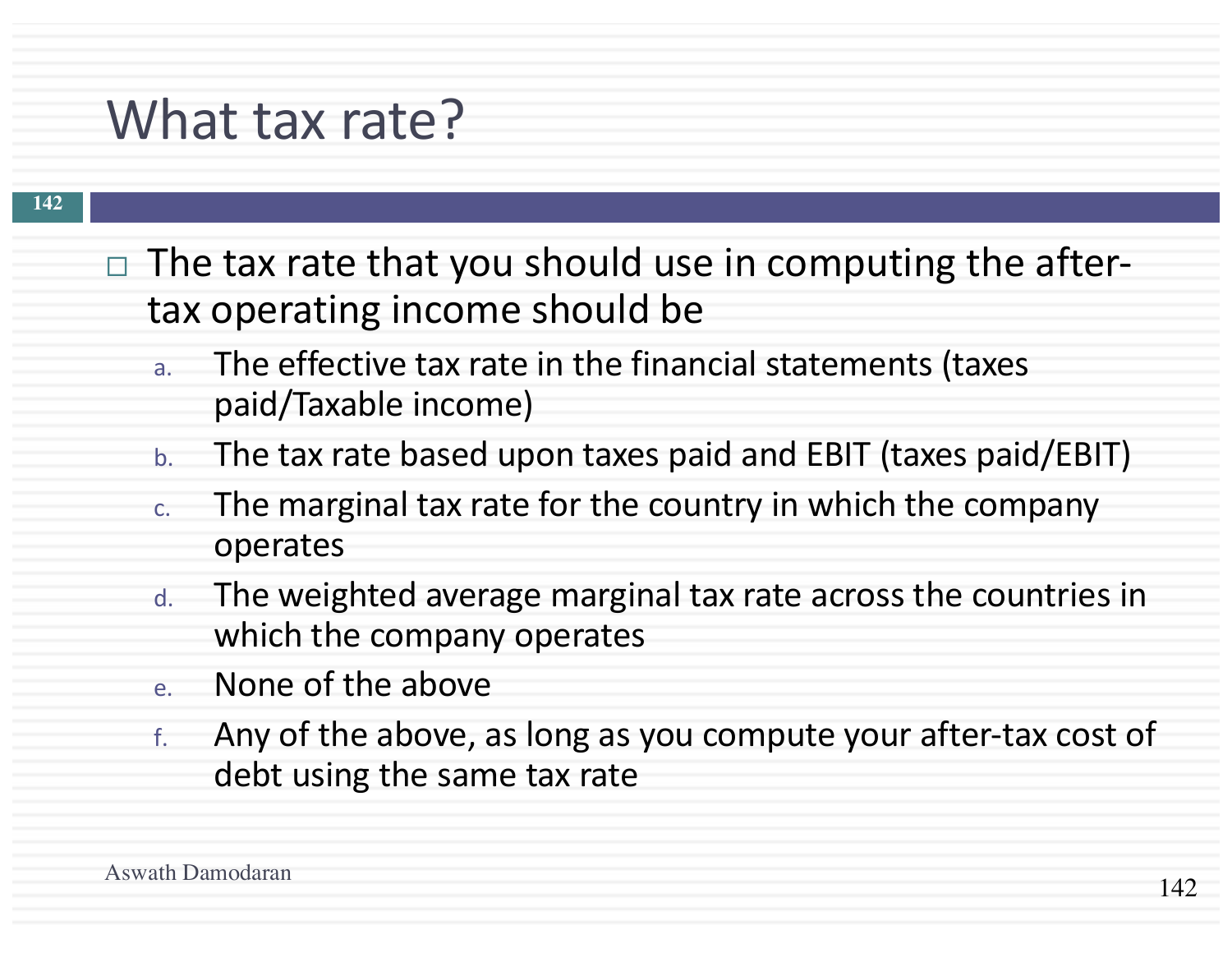# What tax rate?

- The tax rate that you should use in computing the after-tax operating income should be
  a. The effective tax rate in the financial statements (taxes paid/Taxable income)
  b. The tax rate based upon taxes paid and EBIT (taxes paid/EBIT)
  c. The marginal tax rate for the country in which the company operates
  d. The weighted average marginal tax rate across the countries in which the company operates
  e. None of the above
  f. Any of the above, as long as you compute your after-tax cost of debt using the same tax rate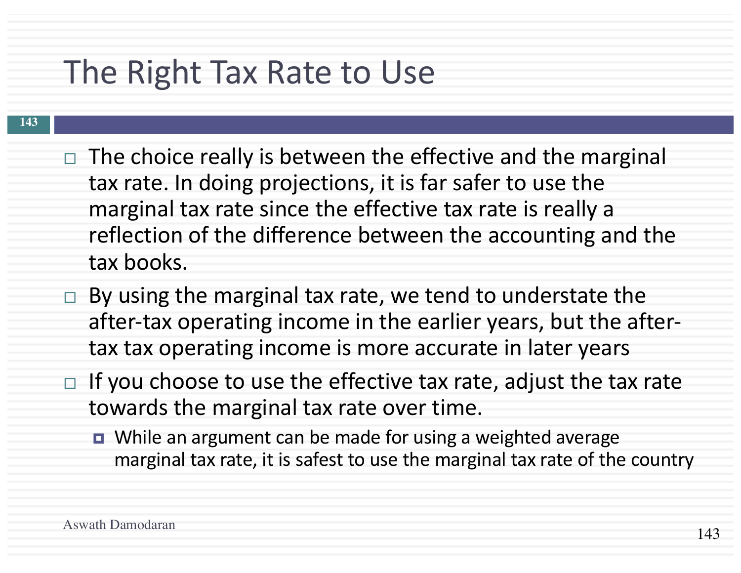# The Right Tax Rate to Use

- The choice really is between the effective and the marginal tax rate. In doing projections, it is far safer to use the marginal tax rate since the effective tax rate is really a reflection of the difference between the accounting and the tax books.
- By using the marginal tax rate, we tend to understate the after-tax operating income in the earlier years, but the after-tax tax operating income is more accurate in later years
- If you choose to use the effective tax rate, adjust the tax rate towards the marginal tax rate over time.
  - While an argument can be made for using a weighted average marginal tax rate, it is safest to use the marginal tax rate of the country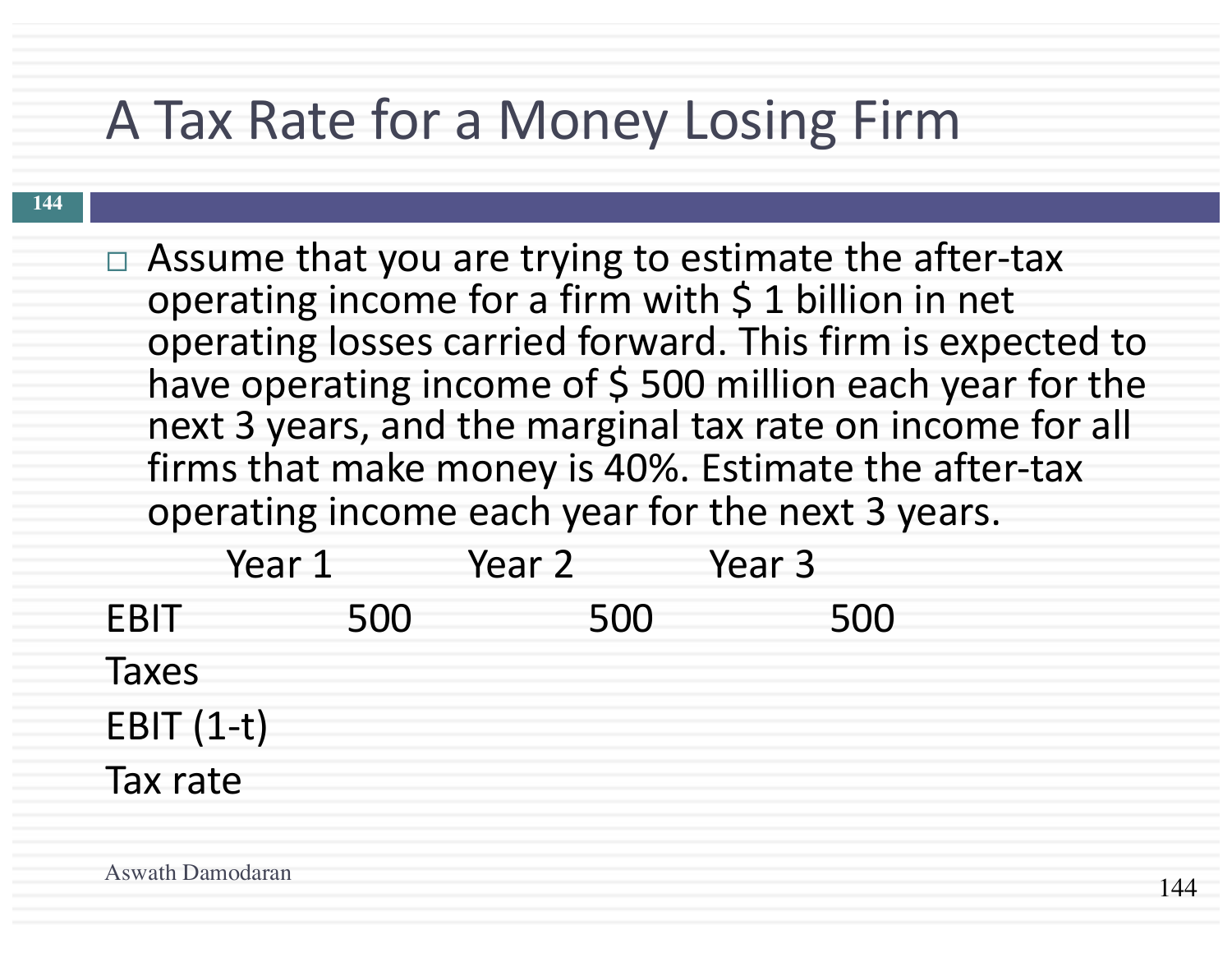# A Tax Rate for a Money Losing Firm

- Assume that you are trying to estimate the after-tax operating income for a firm with $ 1 billion in net operating losses carried forward. This firm is expected to have operating income of $ 500 million each year for the next 3 years, and the marginal tax rate on income for all firms that make money is 40%. Estimate the after-tax operating income each year for the next 3 years.

| | Year 1 | Year 2 | Year 3 |
|---|---|---|---|
| EBIT | 500 | 500 | 500 |
| Taxes | | | |
| EBIT (1-t) | | | |
| Tax rate | | | |